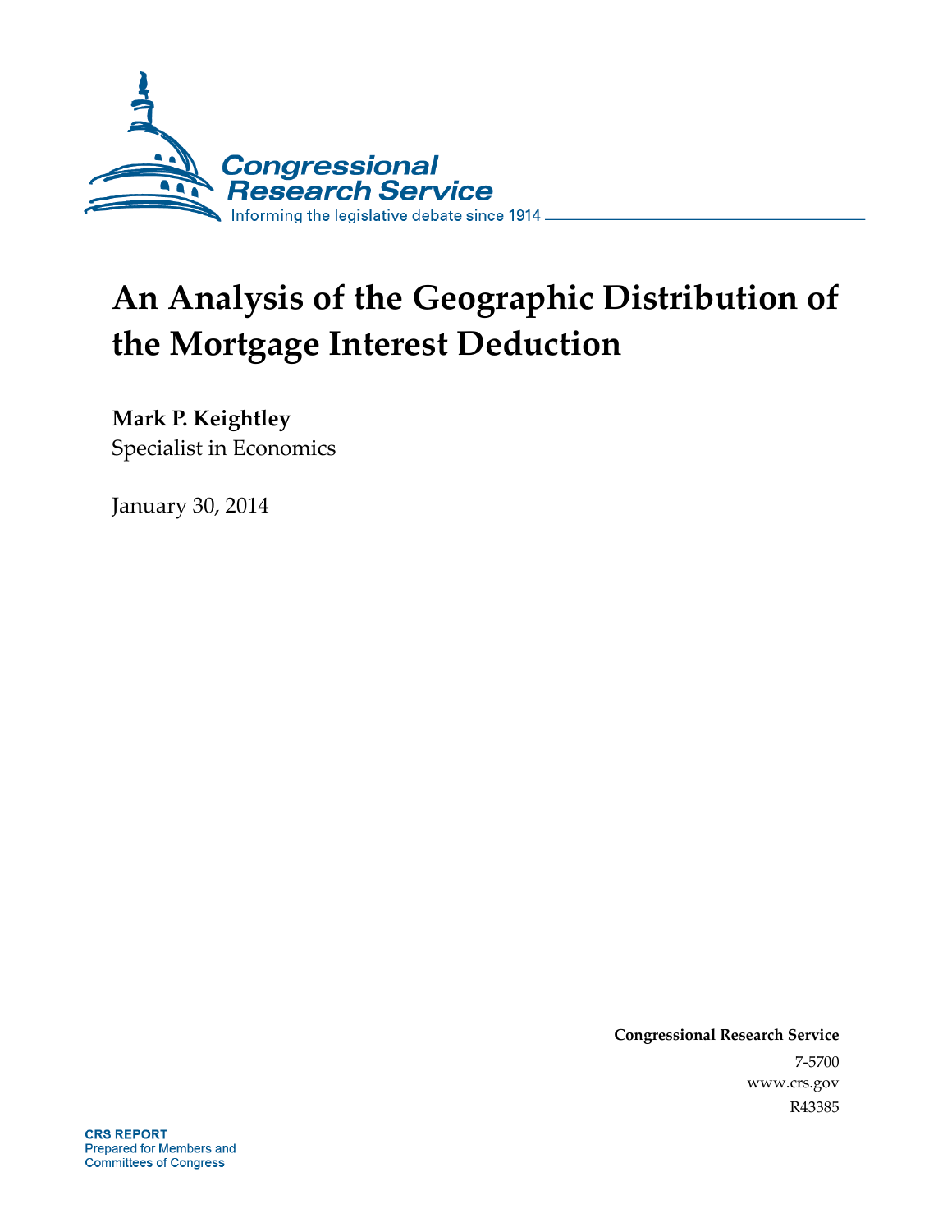Congressional Research Service

Informing the legislative debate since 1914

# An Analysis of the Geographic Distribution of the Mortgage Interest Deduction

**Mark P. Keightley**
Specialist in Economics

January 30, 2014

**Congressional Research Service**
7-5700
www.crs.gov
R43385

**CRS REPORT**
Prepared for Members and Committees of Congress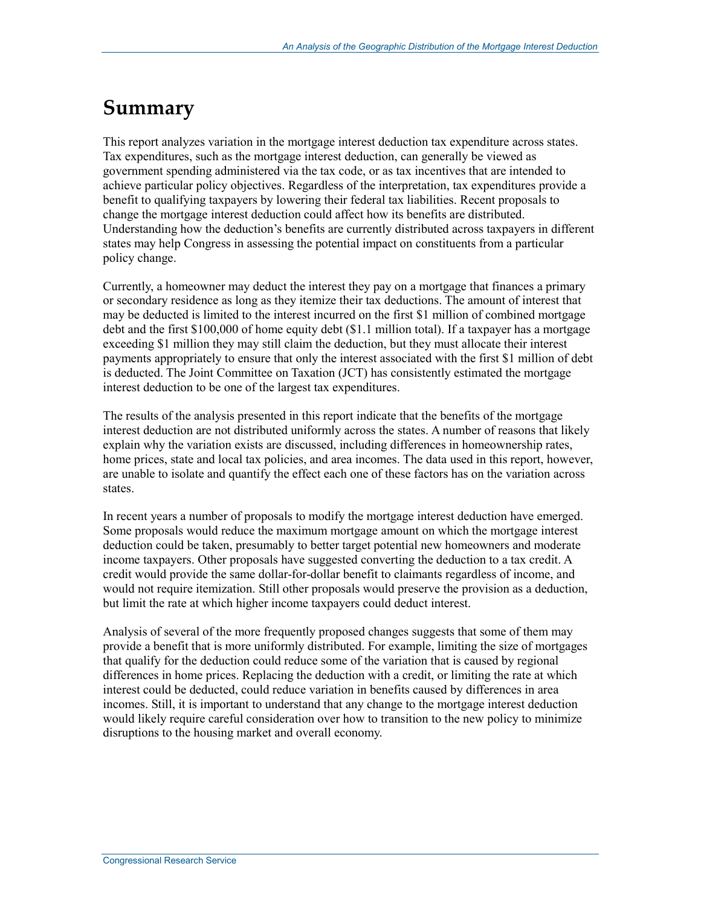# Summary

This report analyzes variation in the mortgage interest deduction tax expenditure across states. Tax expenditures, such as the mortgage interest deduction, can generally be viewed as government spending administered via the tax code, or as tax incentives that are intended to achieve particular policy objectives. Regardless of the interpretation, tax expenditures provide a benefit to qualifying taxpayers by lowering their federal tax liabilities. Recent proposals to change the mortgage interest deduction could affect how its benefits are distributed. Understanding how the deduction's benefits are currently distributed across taxpayers in different states may help Congress in assessing the potential impact on constituents from a particular policy change.

Currently, a homeowner may deduct the interest they pay on a mortgage that finances a primary or secondary residence as long as they itemize their tax deductions. The amount of interest that may be deducted is limited to the interest incurred on the first $1 million of combined mortgage debt and the first $100,000 of home equity debt ($1.1 million total). If a taxpayer has a mortgage exceeding $1 million they may still claim the deduction, but they must allocate their interest payments appropriately to ensure that only the interest associated with the first $1 million of debt is deducted. The Joint Committee on Taxation (JCT) has consistently estimated the mortgage interest deduction to be one of the largest tax expenditures.

The results of the analysis presented in this report indicate that the benefits of the mortgage interest deduction are not distributed uniformly across the states. A number of reasons that likely explain why the variation exists are discussed, including differences in homeownership rates, home prices, state and local tax policies, and area incomes. The data used in this report, however, are unable to isolate and quantify the effect each one of these factors has on the variation across states.

In recent years a number of proposals to modify the mortgage interest deduction have emerged. Some proposals would reduce the maximum mortgage amount on which the mortgage interest deduction could be taken, presumably to better target potential new homeowners and moderate income taxpayers. Other proposals have suggested converting the deduction to a tax credit. A credit would provide the same dollar-for-dollar benefit to claimants regardless of income, and would not require itemization. Still other proposals would preserve the provision as a deduction, but limit the rate at which higher income taxpayers could deduct interest.

Analysis of several of the more frequently proposed changes suggests that some of them may provide a benefit that is more uniformly distributed. For example, limiting the size of mortgages that qualify for the deduction could reduce some of the variation that is caused by regional differences in home prices. Replacing the deduction with a credit, or limiting the rate at which interest could be deducted, could reduce variation in benefits caused by differences in area incomes. Still, it is important to understand that any change to the mortgage interest deduction would likely require careful consideration over how to transition to the new policy to minimize disruptions to the housing market and overall economy.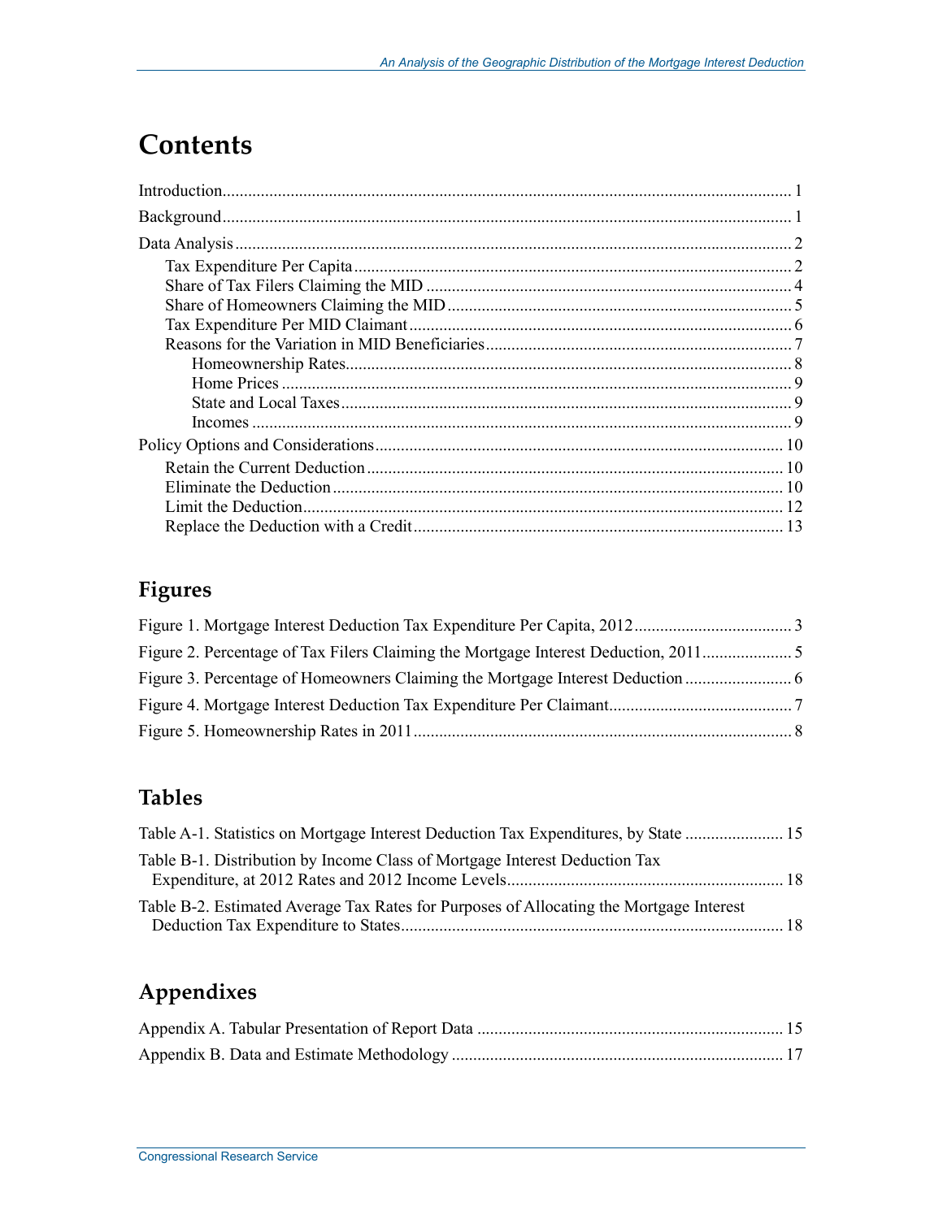# Contents

Introduction .......... 1

Background .......... 1

Data Analysis .......... 2

- Tax Expenditure Per Capita .......... 2
- Share of Tax Filers Claiming the MID .......... 4
- Share of Homeowners Claiming the MID .......... 5
- Tax Expenditure Per MID Claimant .......... 6
- Reasons for the Variation in MID Beneficiaries .......... 7
  - Homeownership Rates .......... 8
  - Home Prices .......... 9
  - State and Local Taxes .......... 9
  - Incomes .......... 9

Policy Options and Considerations .......... 10

- Retain the Current Deduction .......... 10
- Eliminate the Deduction .......... 10
- Limit the Deduction .......... 12
- Replace the Deduction with a Credit .......... 13

## Figures

Figure 1. Mortgage Interest Deduction Tax Expenditure Per Capita, 2012 .......... 3

Figure 2. Percentage of Tax Filers Claiming the Mortgage Interest Deduction, 2011 .......... 5

Figure 3. Percentage of Homeowners Claiming the Mortgage Interest Deduction .......... 6

Figure 4. Mortgage Interest Deduction Tax Expenditure Per Claimant .......... 7

Figure 5. Homeownership Rates in 2011 .......... 8

## Tables

Table A-1. Statistics on Mortgage Interest Deduction Tax Expenditures, by State .......... 15

Table B-1. Distribution by Income Class of Mortgage Interest Deduction Tax Expenditure, at 2012 Rates and 2012 Income Levels .......... 18

Table B-2. Estimated Average Tax Rates for Purposes of Allocating the Mortgage Interest Deduction Tax Expenditure to States .......... 18

## Appendixes

Appendix A. Tabular Presentation of Report Data .......... 15

Appendix B. Data and Estimate Methodology .......... 17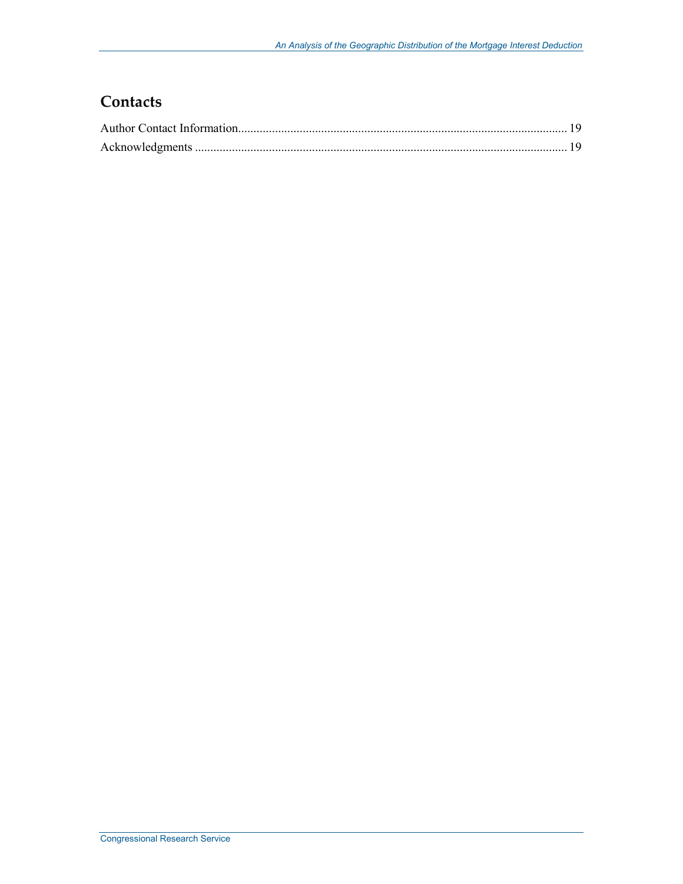## Contacts

Author Contact Information........................................................................................................... 19

Acknowledgments ........................................................................................................................ 19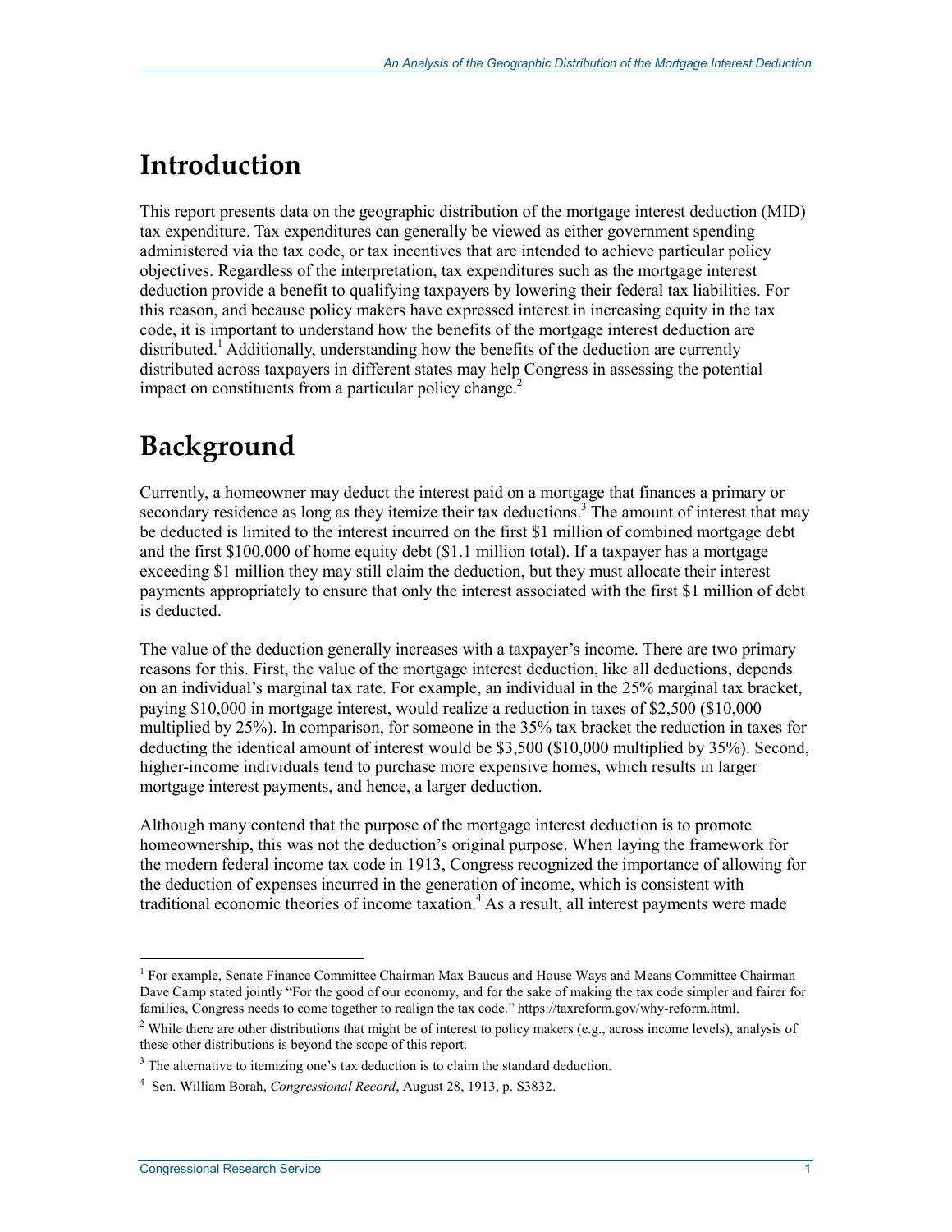# Introduction

This report presents data on the geographic distribution of the mortgage interest deduction (MID) tax expenditure. Tax expenditures can generally be viewed as either government spending administered via the tax code, or tax incentives that are intended to achieve particular policy objectives. Regardless of the interpretation, tax expenditures such as the mortgage interest deduction provide a benefit to qualifying taxpayers by lowering their federal tax liabilities. For this reason, and because policy makers have expressed interest in increasing equity in the tax code, it is important to understand how the benefits of the mortgage interest deduction are distributed.[1] Additionally, understanding how the benefits of the deduction are currently distributed across taxpayers in different states may help Congress in assessing the potential impact on constituents from a particular policy change.[2]

# Background

Currently, a homeowner may deduct the interest paid on a mortgage that finances a primary or secondary residence as long as they itemize their tax deductions.[3] The amount of interest that may be deducted is limited to the interest incurred on the first $1 million of combined mortgage debt and the first $100,000 of home equity debt ($1.1 million total). If a taxpayer has a mortgage exceeding $1 million they may still claim the deduction, but they must allocate their interest payments appropriately to ensure that only the interest associated with the first $1 million of debt is deducted.

The value of the deduction generally increases with a taxpayer's income. There are two primary reasons for this. First, the value of the mortgage interest deduction, like all deductions, depends on an individual's marginal tax rate. For example, an individual in the 25% marginal tax bracket, paying $10,000 in mortgage interest, would realize a reduction in taxes of $2,500 ($10,000 multiplied by 25%). In comparison, for someone in the 35% tax bracket the reduction in taxes for deducting the identical amount of interest would be $3,500 ($10,000 multiplied by 35%). Second, higher-income individuals tend to purchase more expensive homes, which results in larger mortgage interest payments, and hence, a larger deduction.

Although many contend that the purpose of the mortgage interest deduction is to promote homeownership, this was not the deduction's original purpose. When laying the framework for the modern federal income tax code in 1913, Congress recognized the importance of allowing for the deduction of expenses incurred in the generation of income, which is consistent with traditional economic theories of income taxation.[4] As a result, all interest payments were made

---

[1] For example, Senate Finance Committee Chairman Max Baucus and House Ways and Means Committee Chairman Dave Camp stated jointly "For the good of our economy, and for the sake of making the tax code simpler and fairer for families, Congress needs to come together to realign the tax code." https://taxreform.gov/why-reform.html.

[2] While there are other distributions that might be of interest to policy makers (e.g., across income levels), analysis of these other distributions is beyond the scope of this report.

[3] The alternative to itemizing one's tax deduction is to claim the standard deduction.

[4] Sen. William Borah, *Congressional Record*, August 28, 1913, p. S3832.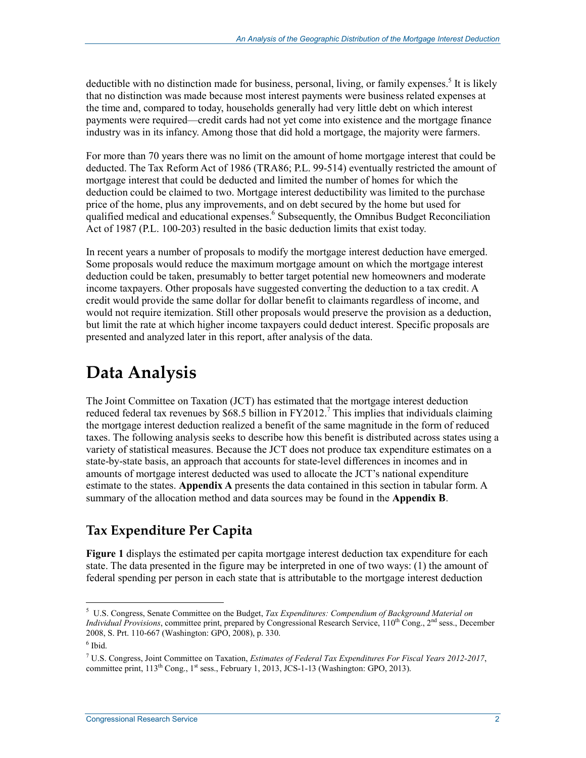deductible with no distinction made for business, personal, living, or family expenses.[5] It is likely that no distinction was made because most interest payments were business related expenses at the time and, compared to today, households generally had very little debt on which interest payments were required—credit cards had not yet come into existence and the mortgage finance industry was in its infancy. Among those that did hold a mortgage, the majority were farmers.

For more than 70 years there was no limit on the amount of home mortgage interest that could be deducted. The Tax Reform Act of 1986 (TRA86; P.L. 99-514) eventually restricted the amount of mortgage interest that could be deducted and limited the number of homes for which the deduction could be claimed to two. Mortgage interest deductibility was limited to the purchase price of the home, plus any improvements, and on debt secured by the home but used for qualified medical and educational expenses.[6] Subsequently, the Omnibus Budget Reconciliation Act of 1987 (P.L. 100-203) resulted in the basic deduction limits that exist today.

In recent years a number of proposals to modify the mortgage interest deduction have emerged. Some proposals would reduce the maximum mortgage amount on which the mortgage interest deduction could be taken, presumably to better target potential new homeowners and moderate income taxpayers. Other proposals have suggested converting the deduction to a tax credit. A credit would provide the same dollar for dollar benefit to claimants regardless of income, and would not require itemization. Still other proposals would preserve the provision as a deduction, but limit the rate at which higher income taxpayers could deduct interest. Specific proposals are presented and analyzed later in this report, after analysis of the data.

# Data Analysis

The Joint Committee on Taxation (JCT) has estimated that the mortgage interest deduction reduced federal tax revenues by $68.5 billion in FY2012.[7] This implies that individuals claiming the mortgage interest deduction realized a benefit of the same magnitude in the form of reduced taxes. The following analysis seeks to describe how this benefit is distributed across states using a variety of statistical measures. Because the JCT does not produce tax expenditure estimates on a state-by-state basis, an approach that accounts for state-level differences in incomes and in amounts of mortgage interest deducted was used to allocate the JCT's national expenditure estimate to the states. **Appendix A** presents the data contained in this section in tabular form. A summary of the allocation method and data sources may be found in the **Appendix B**.

## Tax Expenditure Per Capita

**Figure 1** displays the estimated per capita mortgage interest deduction tax expenditure for each state. The data presented in the figure may be interpreted in one of two ways: (1) the amount of federal spending per person in each state that is attributable to the mortgage interest deduction

---

[5] U.S. Congress, Senate Committee on the Budget, *Tax Expenditures: Compendium of Background Material on Individual Provisions*, committee print, prepared by Congressional Research Service, 110th Cong., 2nd sess., December 2008, S. Prt. 110-667 (Washington: GPO, 2008), p. 330.

[6] Ibid.

[7] U.S. Congress, Joint Committee on Taxation, *Estimates of Federal Tax Expenditures For Fiscal Years 2012-2017*, committee print, 113th Cong., 1st sess., February 1, 2013, JCS-1-13 (Washington: GPO, 2013).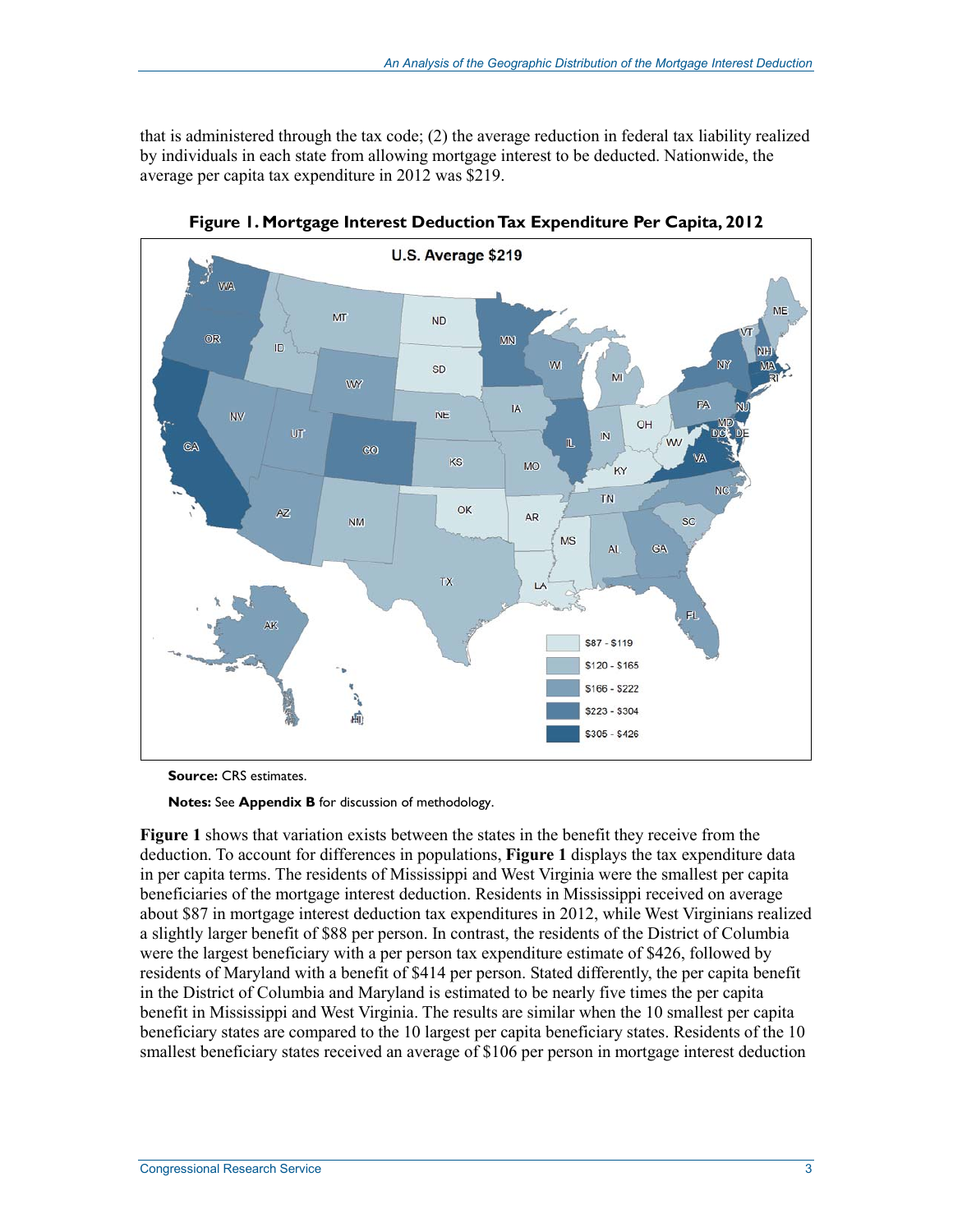that is administered through the tax code; (2) the average reduction in federal tax liability realized by individuals in each state from allowing mortgage interest to be deducted. Nationwide, the average per capita tax expenditure in 2012 was $219.

**Figure 1. Mortgage Interest Deduction Tax Expenditure Per Capita, 2012**

U.S. Average $219

| Legend |
|---|
| $87 - $119 |
| $120 - $165 |
| $166 - $222 |
| $223 - $304 |
| $305 - $426 |

**Source:** CRS estimates.

**Notes:** See **Appendix B** for discussion of methodology.

**Figure 1** shows that variation exists between the states in the benefit they receive from the deduction. To account for differences in populations, **Figure 1** displays the tax expenditure data in per capita terms. The residents of Mississippi and West Virginia were the smallest per capita beneficiaries of the mortgage interest deduction. Residents in Mississippi received on average about $87 in mortgage interest deduction tax expenditures in 2012, while West Virginians realized a slightly larger benefit of $88 per person. In contrast, the residents of the District of Columbia were the largest beneficiary with a per person tax expenditure estimate of $426, followed by residents of Maryland with a benefit of $414 per person. Stated differently, the per capita benefit in the District of Columbia and Maryland is estimated to be nearly five times the per capita benefit in Mississippi and West Virginia. The results are similar when the 10 smallest per capita beneficiary states are compared to the 10 largest per capita beneficiary states. Residents of the 10 smallest beneficiary states received an average of $106 per person in mortgage interest deduction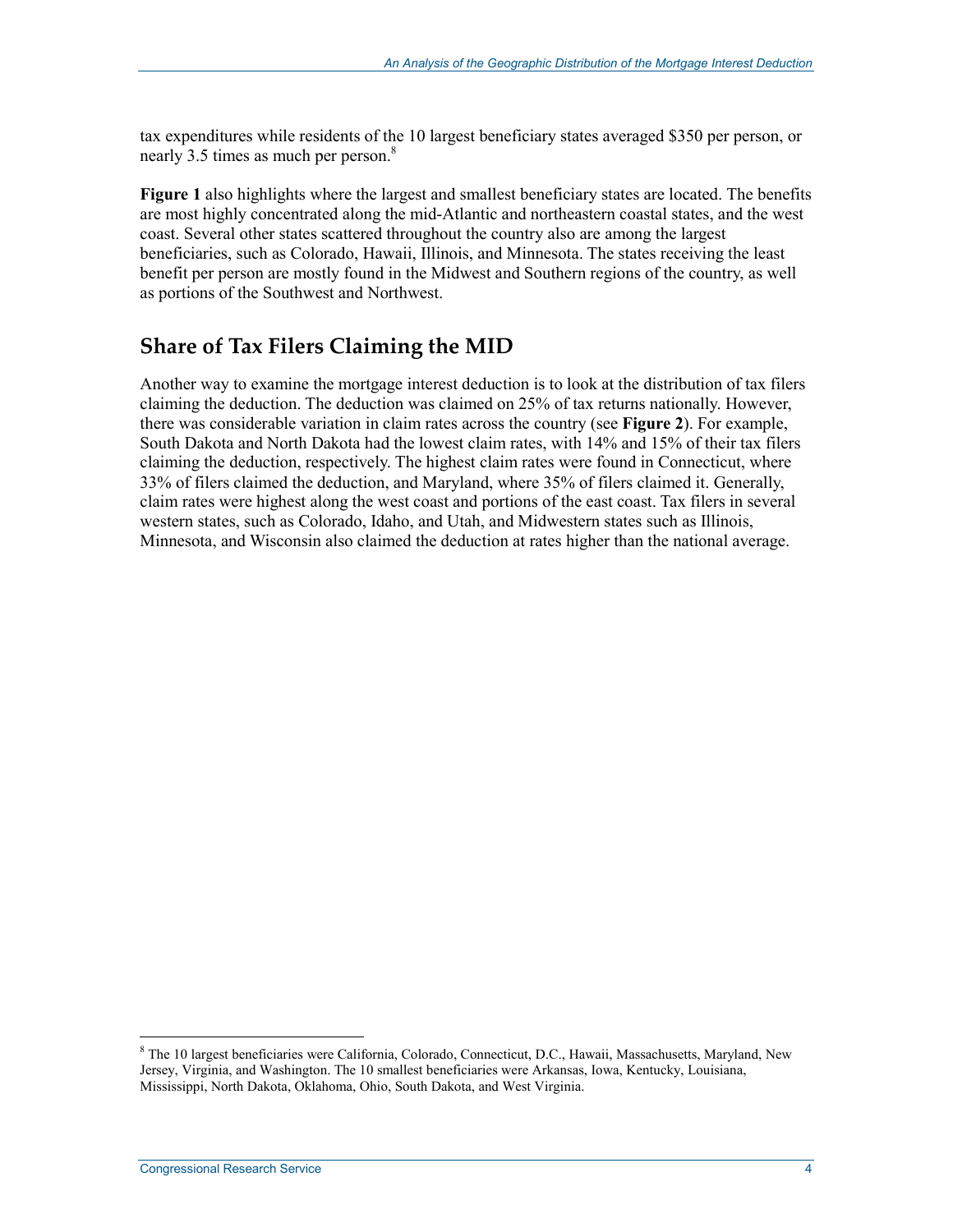tax expenditures while residents of the 10 largest beneficiary states averaged $350 per person, or nearly 3.5 times as much per person.[8]

**Figure 1** also highlights where the largest and smallest beneficiary states are located. The benefits are most highly concentrated along the mid-Atlantic and northeastern coastal states, and the west coast. Several other states scattered throughout the country also are among the largest beneficiaries, such as Colorado, Hawaii, Illinois, and Minnesota. The states receiving the least benefit per person are mostly found in the Midwest and Southern regions of the country, as well as portions of the Southwest and Northwest.

## Share of Tax Filers Claiming the MID

Another way to examine the mortgage interest deduction is to look at the distribution of tax filers claiming the deduction. The deduction was claimed on 25% of tax returns nationally. However, there was considerable variation in claim rates across the country (see **Figure 2**). For example, South Dakota and North Dakota had the lowest claim rates, with 14% and 15% of their tax filers claiming the deduction, respectively. The highest claim rates were found in Connecticut, where 33% of filers claimed the deduction, and Maryland, where 35% of filers claimed it. Generally, claim rates were highest along the west coast and portions of the east coast. Tax filers in several western states, such as Colorado, Idaho, and Utah, and Midwestern states such as Illinois, Minnesota, and Wisconsin also claimed the deduction at rates higher than the national average.

[8] The 10 largest beneficiaries were California, Colorado, Connecticut, D.C., Hawaii, Massachusetts, Maryland, New Jersey, Virginia, and Washington. The 10 smallest beneficiaries were Arkansas, Iowa, Kentucky, Louisiana, Mississippi, North Dakota, Oklahoma, Ohio, South Dakota, and West Virginia.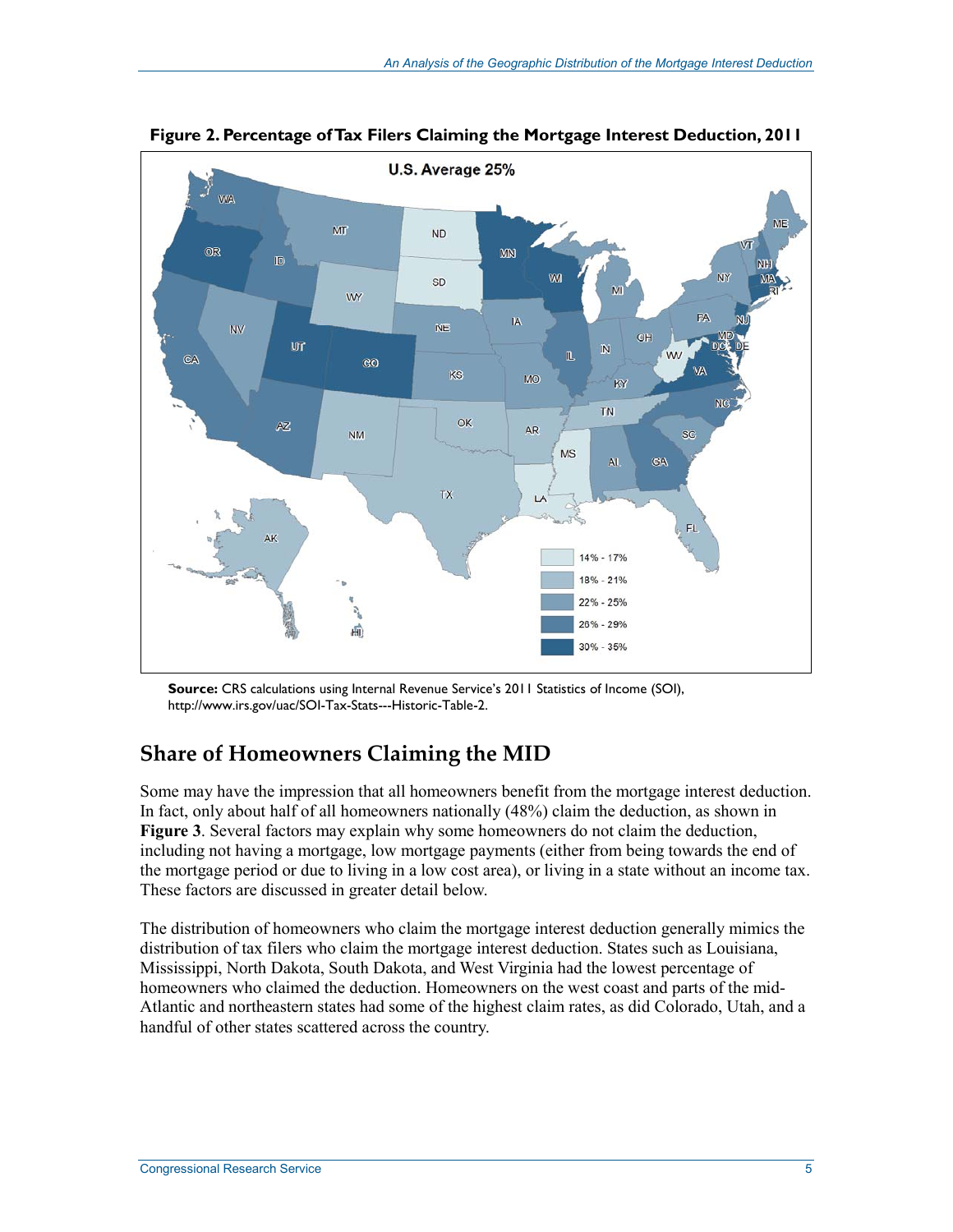**Figure 2. Percentage of Tax Filers Claiming the Mortgage Interest Deduction, 2011**

U.S. Average 25%

14% - 17%
18% - 21%
22% - 25%
26% - 29%
30% - 35%

**Source:** CRS calculations using Internal Revenue Service's 2011 Statistics of Income (SOI), http://www.irs.gov/uac/SOI-Tax-Stats---Historic-Table-2.

## Share of Homeowners Claiming the MID

Some may have the impression that all homeowners benefit from the mortgage interest deduction. In fact, only about half of all homeowners nationally (48%) claim the deduction, as shown in **Figure 3**. Several factors may explain why some homeowners do not claim the deduction, including not having a mortgage, low mortgage payments (either from being towards the end of the mortgage period or due to living in a low cost area), or living in a state without an income tax. These factors are discussed in greater detail below.

The distribution of homeowners who claim the mortgage interest deduction generally mimics the distribution of tax filers who claim the mortgage interest deduction. States such as Louisiana, Mississippi, North Dakota, South Dakota, and West Virginia had the lowest percentage of homeowners who claimed the deduction. Homeowners on the west coast and parts of the mid-Atlantic and northeastern states had some of the highest claim rates, as did Colorado, Utah, and a handful of other states scattered across the country.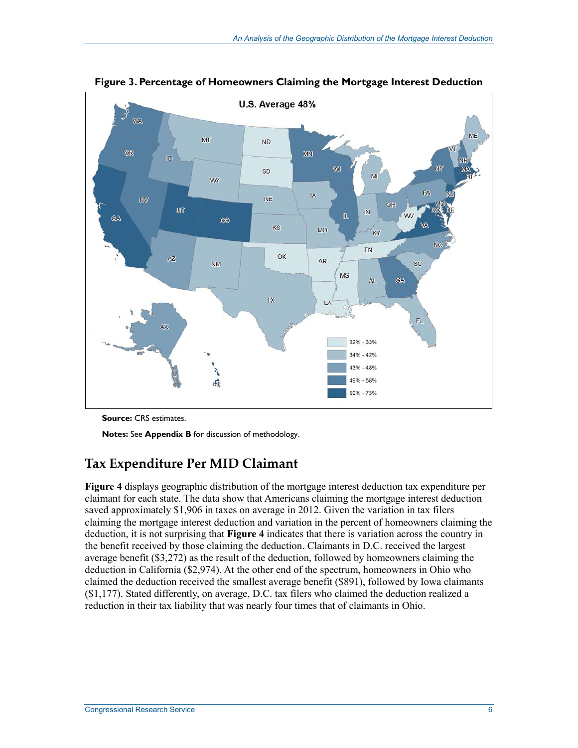**Figure 3. Percentage of Homeowners Claiming the Mortgage Interest Deduction**

**Source:** CRS estimates.

**Notes:** See **Appendix B** for discussion of methodology.

## Tax Expenditure Per MID Claimant

**Figure 4** displays geographic distribution of the mortgage interest deduction tax expenditure per claimant for each state. The data show that Americans claiming the mortgage interest deduction saved approximately $1,906 in taxes on average in 2012. Given the variation in tax filers claiming the mortgage interest deduction and variation in the percent of homeowners claiming the deduction, it is not surprising that **Figure 4** indicates that there is variation across the country in the benefit received by those claiming the deduction. Claimants in D.C. received the largest average benefit ($3,272) as the result of the deduction, followed by homeowners claiming the deduction in California ($2,974). At the other end of the spectrum, homeowners in Ohio who claimed the deduction received the smallest average benefit ($891), followed by Iowa claimants ($1,177). Stated differently, on average, D.C. tax filers who claimed the deduction realized a reduction in their tax liability that was nearly four times that of claimants in Ohio.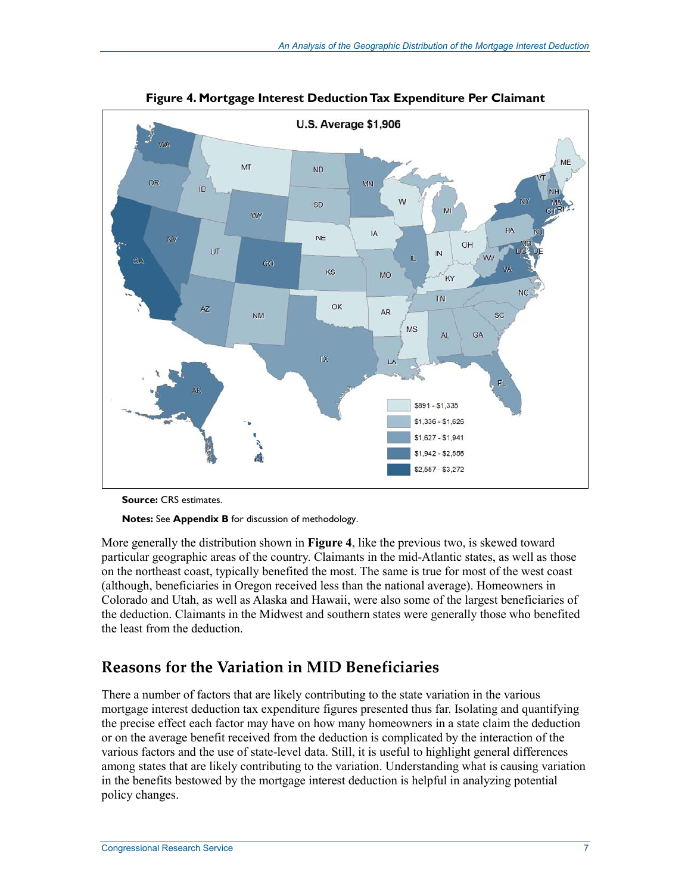**Figure 4. Mortgage Interest Deduction Tax Expenditure Per Claimant**

**Source:** CRS estimates.

**Notes:** See **Appendix B** for discussion of methodology.

More generally the distribution shown in **Figure 4**, like the previous two, is skewed toward particular geographic areas of the country. Claimants in the mid-Atlantic states, as well as those on the northeast coast, typically benefited the most. The same is true for most of the west coast (although, beneficiaries in Oregon received less than the national average). Homeowners in Colorado and Utah, as well as Alaska and Hawaii, were also some of the largest beneficiaries of the deduction. Claimants in the Midwest and southern states were generally those who benefited the least from the deduction.

## Reasons for the Variation in MID Beneficiaries

There a number of factors that are likely contributing to the state variation in the various mortgage interest deduction tax expenditure figures presented thus far. Isolating and quantifying the precise effect each factor may have on how many homeowners in a state claim the deduction or on the average benefit received from the deduction is complicated by the interaction of the various factors and the use of state-level data. Still, it is useful to highlight general differences among states that are likely contributing to the variation. Understanding what is causing variation in the benefits bestowed by the mortgage interest deduction is helpful in analyzing potential policy changes.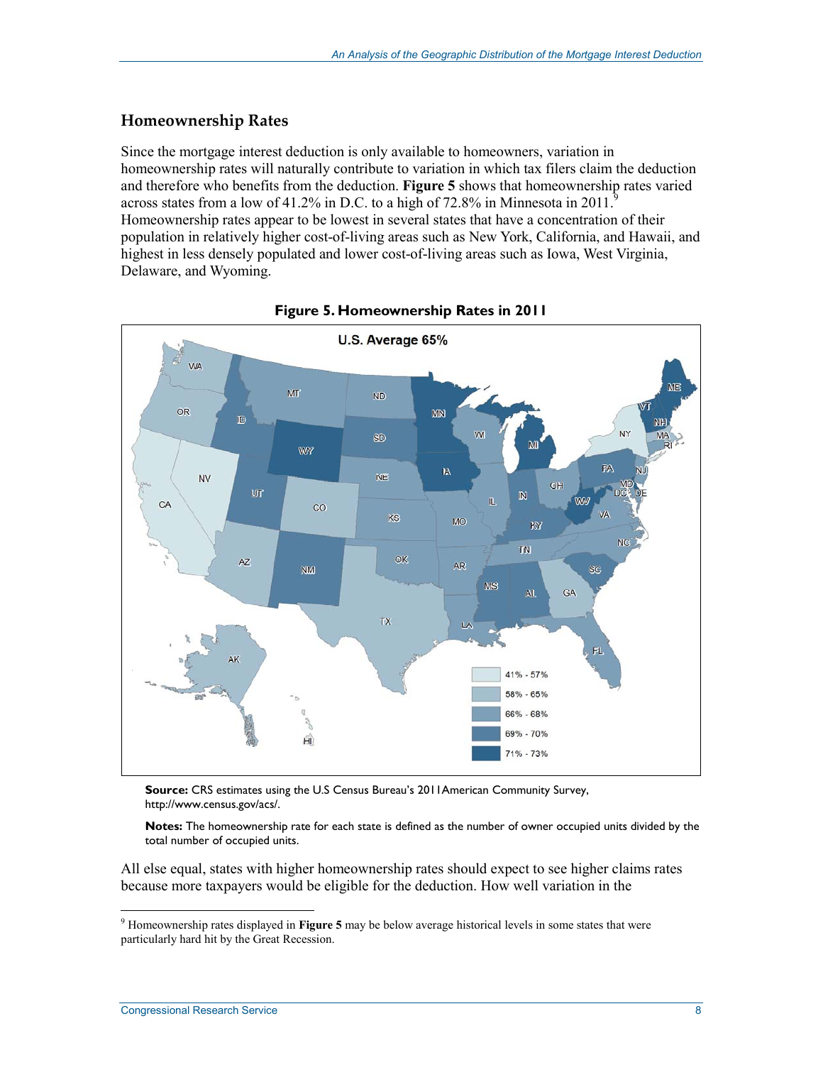## Homeownership Rates

Since the mortgage interest deduction is only available to homeowners, variation in homeownership rates will naturally contribute to variation in which tax filers claim the deduction and therefore who benefits from the deduction. **Figure 5** shows that homeownership rates varied across states from a low of 41.2% in D.C. to a high of 72.8% in Minnesota in 2011.[9] Homeownership rates appear to be lowest in several states that have a concentration of their population in relatively higher cost-of-living areas such as New York, California, and Hawaii, and highest in less densely populated and lower cost-of-living areas such as Iowa, West Virginia, Delaware, and Wyoming.

**Figure 5. Homeownership Rates in 2011**

U.S. Average 65%

| Legend |
| --- |
| 41% - 57% |
| 58% - 65% |
| 66% - 68% |
| 69% - 70% |
| 71% - 73% |

**Source:** CRS estimates using the U.S Census Bureau's 2011American Community Survey, http://www.census.gov/acs/.

**Notes:** The homeownership rate for each state is defined as the number of owner occupied units divided by the total number of occupied units.

All else equal, states with higher homeownership rates should expect to see higher claims rates because more taxpayers would be eligible for the deduction. How well variation in the

---

[9] Homeownership rates displayed in **Figure 5** may be below average historical levels in some states that were particularly hard hit by the Great Recession.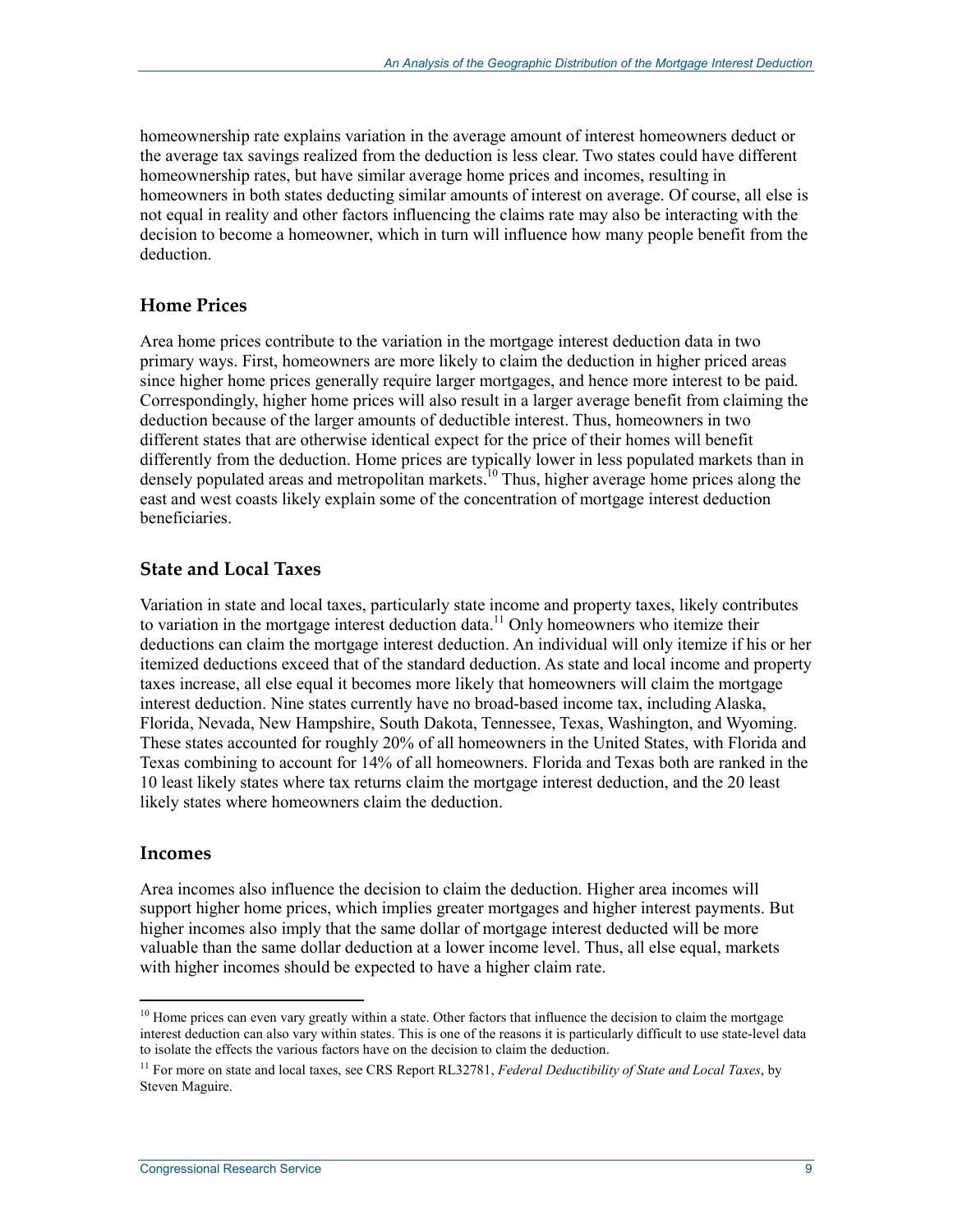homeownership rate explains variation in the average amount of interest homeowners deduct or the average tax savings realized from the deduction is less clear. Two states could have different homeownership rates, but have similar average home prices and incomes, resulting in homeowners in both states deducting similar amounts of interest on average. Of course, all else is not equal in reality and other factors influencing the claims rate may also be interacting with the decision to become a homeowner, which in turn will influence how many people benefit from the deduction.

### Home Prices

Area home prices contribute to the variation in the mortgage interest deduction data in two primary ways. First, homeowners are more likely to claim the deduction in higher priced areas since higher home prices generally require larger mortgages, and hence more interest to be paid. Correspondingly, higher home prices will also result in a larger average benefit from claiming the deduction because of the larger amounts of deductible interest. Thus, homeowners in two different states that are otherwise identical expect for the price of their homes will benefit differently from the deduction. Home prices are typically lower in less populated markets than in densely populated areas and metropolitan markets.[10] Thus, higher average home prices along the east and west coasts likely explain some of the concentration of mortgage interest deduction beneficiaries.

### State and Local Taxes

Variation in state and local taxes, particularly state income and property taxes, likely contributes to variation in the mortgage interest deduction data.[11] Only homeowners who itemize their deductions can claim the mortgage interest deduction. An individual will only itemize if his or her itemized deductions exceed that of the standard deduction. As state and local income and property taxes increase, all else equal it becomes more likely that homeowners will claim the mortgage interest deduction. Nine states currently have no broad-based income tax, including Alaska, Florida, Nevada, New Hampshire, South Dakota, Tennessee, Texas, Washington, and Wyoming. These states accounted for roughly 20% of all homeowners in the United States, with Florida and Texas combining to account for 14% of all homeowners. Florida and Texas both are ranked in the 10 least likely states where tax returns claim the mortgage interest deduction, and the 20 least likely states where homeowners claim the deduction.

### Incomes

Area incomes also influence the decision to claim the deduction. Higher area incomes will support higher home prices, which implies greater mortgages and higher interest payments. But higher incomes also imply that the same dollar of mortgage interest deducted will be more valuable than the same dollar deduction at a lower income level. Thus, all else equal, markets with higher incomes should be expected to have a higher claim rate.

---

[10] Home prices can even vary greatly within a state. Other factors that influence the decision to claim the mortgage interest deduction can also vary within states. This is one of the reasons it is particularly difficult to use state-level data to isolate the effects the various factors have on the decision to claim the deduction.

[11] For more on state and local taxes, see CRS Report RL32781, *Federal Deductibility of State and Local Taxes*, by Steven Maguire.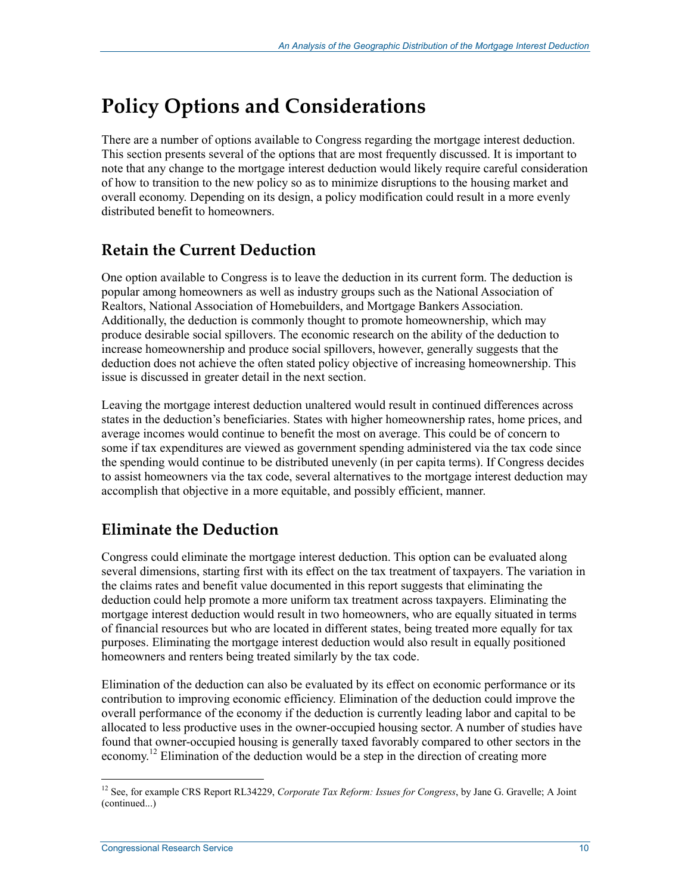# Policy Options and Considerations

There are a number of options available to Congress regarding the mortgage interest deduction. This section presents several of the options that are most frequently discussed. It is important to note that any change to the mortgage interest deduction would likely require careful consideration of how to transition to the new policy so as to minimize disruptions to the housing market and overall economy. Depending on its design, a policy modification could result in a more evenly distributed benefit to homeowners.

## Retain the Current Deduction

One option available to Congress is to leave the deduction in its current form. The deduction is popular among homeowners as well as industry groups such as the National Association of Realtors, National Association of Homebuilders, and Mortgage Bankers Association. Additionally, the deduction is commonly thought to promote homeownership, which may produce desirable social spillovers. The economic research on the ability of the deduction to increase homeownership and produce social spillovers, however, generally suggests that the deduction does not achieve the often stated policy objective of increasing homeownership. This issue is discussed in greater detail in the next section.

Leaving the mortgage interest deduction unaltered would result in continued differences across states in the deduction's beneficiaries. States with higher homeownership rates, home prices, and average incomes would continue to benefit the most on average. This could be of concern to some if tax expenditures are viewed as government spending administered via the tax code since the spending would continue to be distributed unevenly (in per capita terms). If Congress decides to assist homeowners via the tax code, several alternatives to the mortgage interest deduction may accomplish that objective in a more equitable, and possibly efficient, manner.

## Eliminate the Deduction

Congress could eliminate the mortgage interest deduction. This option can be evaluated along several dimensions, starting first with its effect on the tax treatment of taxpayers. The variation in the claims rates and benefit value documented in this report suggests that eliminating the deduction could help promote a more uniform tax treatment across taxpayers. Eliminating the mortgage interest deduction would result in two homeowners, who are equally situated in terms of financial resources but who are located in different states, being treated more equally for tax purposes. Eliminating the mortgage interest deduction would also result in equally positioned homeowners and renters being treated similarly by the tax code.

Elimination of the deduction can also be evaluated by its effect on economic performance or its contribution to improving economic efficiency. Elimination of the deduction could improve the overall performance of the economy if the deduction is currently leading labor and capital to be allocated to less productive uses in the owner-occupied housing sector. A number of studies have found that owner-occupied housing is generally taxed favorably compared to other sectors in the economy.[12] Elimination of the deduction would be a step in the direction of creating more

[12] See, for example CRS Report RL34229, *Corporate Tax Reform: Issues for Congress*, by Jane G. Gravelle; A Joint (continued...)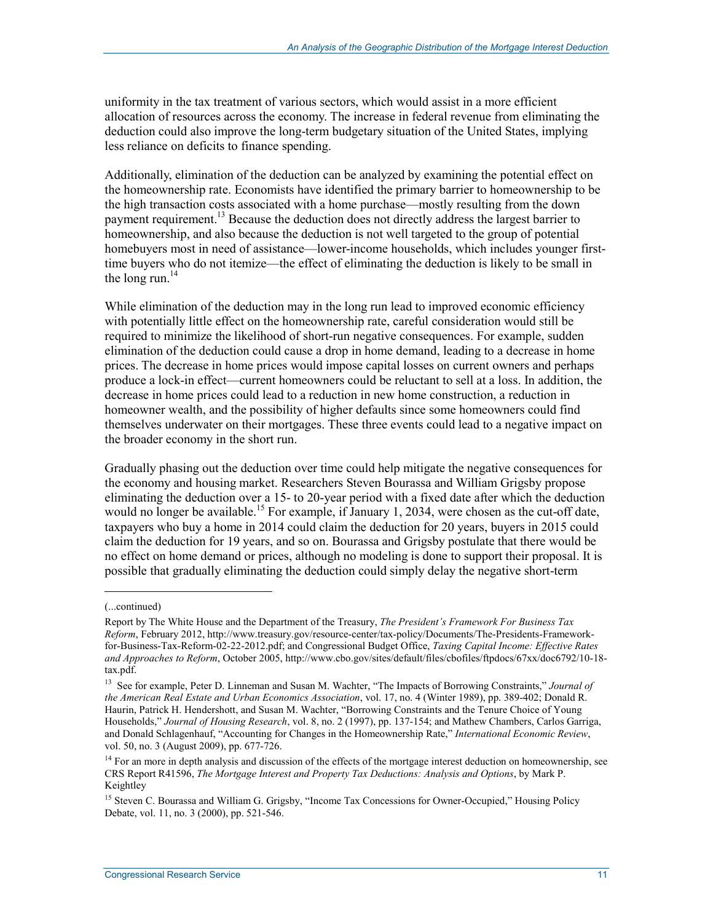uniformity in the tax treatment of various sectors, which would assist in a more efficient allocation of resources across the economy. The increase in federal revenue from eliminating the deduction could also improve the long-term budgetary situation of the United States, implying less reliance on deficits to finance spending.

Additionally, elimination of the deduction can be analyzed by examining the potential effect on the homeownership rate. Economists have identified the primary barrier to homeownership to be the high transaction costs associated with a home purchase—mostly resulting from the down payment requirement.[13] Because the deduction does not directly address the largest barrier to homeownership, and also because the deduction is not well targeted to the group of potential homebuyers most in need of assistance—lower-income households, which includes younger first-time buyers who do not itemize—the effect of eliminating the deduction is likely to be small in the long run.[14]

While elimination of the deduction may in the long run lead to improved economic efficiency with potentially little effect on the homeownership rate, careful consideration would still be required to minimize the likelihood of short-run negative consequences. For example, sudden elimination of the deduction could cause a drop in home demand, leading to a decrease in home prices. The decrease in home prices would impose capital losses on current owners and perhaps produce a lock-in effect—current homeowners could be reluctant to sell at a loss. In addition, the decrease in home prices could lead to a reduction in new home construction, a reduction in homeowner wealth, and the possibility of higher defaults since some homeowners could find themselves underwater on their mortgages. These three events could lead to a negative impact on the broader economy in the short run.

Gradually phasing out the deduction over time could help mitigate the negative consequences for the economy and housing market. Researchers Steven Bourassa and William Grigsby propose eliminating the deduction over a 15- to 20-year period with a fixed date after which the deduction would no longer be available.[15] For example, if January 1, 2034, were chosen as the cut-off date, taxpayers who buy a home in 2014 could claim the deduction for 20 years, buyers in 2015 could claim the deduction for 19 years, and so on. Bourassa and Grigsby postulate that there would be no effect on home demand or prices, although no modeling is done to support their proposal. It is possible that gradually eliminating the deduction could simply delay the negative short-term

---

(...continued)

Report by The White House and the Department of the Treasury, *The President's Framework For Business Tax Reform*, February 2012, http://www.treasury.gov/resource-center/tax-policy/Documents/The-Presidents-Framework-for-Business-Tax-Reform-02-22-2012.pdf; and Congressional Budget Office, *Taxing Capital Income: Effective Rates and Approaches to Reform*, October 2005, http://www.cbo.gov/sites/default/files/cbofiles/ftpdocs/67xx/doc6792/10-18-tax.pdf.

[13] See for example, Peter D. Linneman and Susan M. Wachter, "The Impacts of Borrowing Constraints," *Journal of the American Real Estate and Urban Economics Association*, vol. 17, no. 4 (Winter 1989), pp. 389-402; Donald R. Haurin, Patrick H. Hendershott, and Susan M. Wachter, "Borrowing Constraints and the Tenure Choice of Young Households," *Journal of Housing Research*, vol. 8, no. 2 (1997), pp. 137-154; and Mathew Chambers, Carlos Garriga, and Donald Schlagenhauf, "Accounting for Changes in the Homeownership Rate," *International Economic Review*, vol. 50, no. 3 (August 2009), pp. 677-726.

[14] For an more in depth analysis and discussion of the effects of the mortgage interest deduction on homeownership, see CRS Report R41596, *The Mortgage Interest and Property Tax Deductions: Analysis and Options*, by Mark P. Keightley

[15] Steven C. Bourassa and William G. Grigsby, "Income Tax Concessions for Owner-Occupied," Housing Policy Debate, vol. 11, no. 3 (2000), pp. 521-546.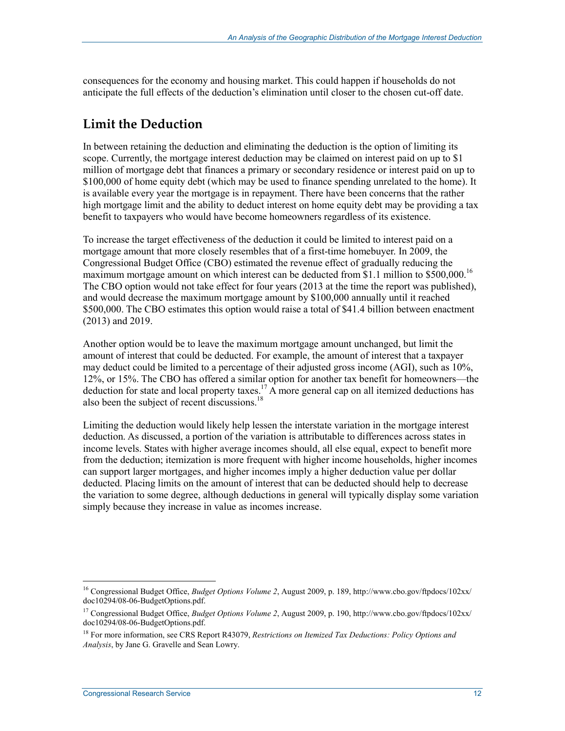consequences for the economy and housing market. This could happen if households do not anticipate the full effects of the deduction's elimination until closer to the chosen cut-off date.

## Limit the Deduction

In between retaining the deduction and eliminating the deduction is the option of limiting its scope. Currently, the mortgage interest deduction may be claimed on interest paid on up to $1 million of mortgage debt that finances a primary or secondary residence or interest paid on up to $100,000 of home equity debt (which may be used to finance spending unrelated to the home). It is available every year the mortgage is in repayment. There have been concerns that the rather high mortgage limit and the ability to deduct interest on home equity debt may be providing a tax benefit to taxpayers who would have become homeowners regardless of its existence.

To increase the target effectiveness of the deduction it could be limited to interest paid on a mortgage amount that more closely resembles that of a first-time homebuyer. In 2009, the Congressional Budget Office (CBO) estimated the revenue effect of gradually reducing the maximum mortgage amount on which interest can be deducted from $1.1 million to $500,000.[16] The CBO option would not take effect for four years (2013 at the time the report was published), and would decrease the maximum mortgage amount by $100,000 annually until it reached $500,000. The CBO estimates this option would raise a total of $41.4 billion between enactment (2013) and 2019.

Another option would be to leave the maximum mortgage amount unchanged, but limit the amount of interest that could be deducted. For example, the amount of interest that a taxpayer may deduct could be limited to a percentage of their adjusted gross income (AGI), such as 10%, 12%, or 15%. The CBO has offered a similar option for another tax benefit for homeowners—the deduction for state and local property taxes.[17] A more general cap on all itemized deductions has also been the subject of recent discussions.[18]

Limiting the deduction would likely help lessen the interstate variation in the mortgage interest deduction. As discussed, a portion of the variation is attributable to differences across states in income levels. States with higher average incomes should, all else equal, expect to benefit more from the deduction; itemization is more frequent with higher income households, higher incomes can support larger mortgages, and higher incomes imply a higher deduction value per dollar deducted. Placing limits on the amount of interest that can be deducted should help to decrease the variation to some degree, although deductions in general will typically display some variation simply because they increase in value as incomes increase.

---

[16] Congressional Budget Office, *Budget Options Volume 2*, August 2009, p. 189, http://www.cbo.gov/ftpdocs/102xx/doc10294/08-06-BudgetOptions.pdf.

[17] Congressional Budget Office, *Budget Options Volume 2*, August 2009, p. 190, http://www.cbo.gov/ftpdocs/102xx/doc10294/08-06-BudgetOptions.pdf.

[18] For more information, see CRS Report R43079, *Restrictions on Itemized Tax Deductions: Policy Options and Analysis*, by Jane G. Gravelle and Sean Lowry.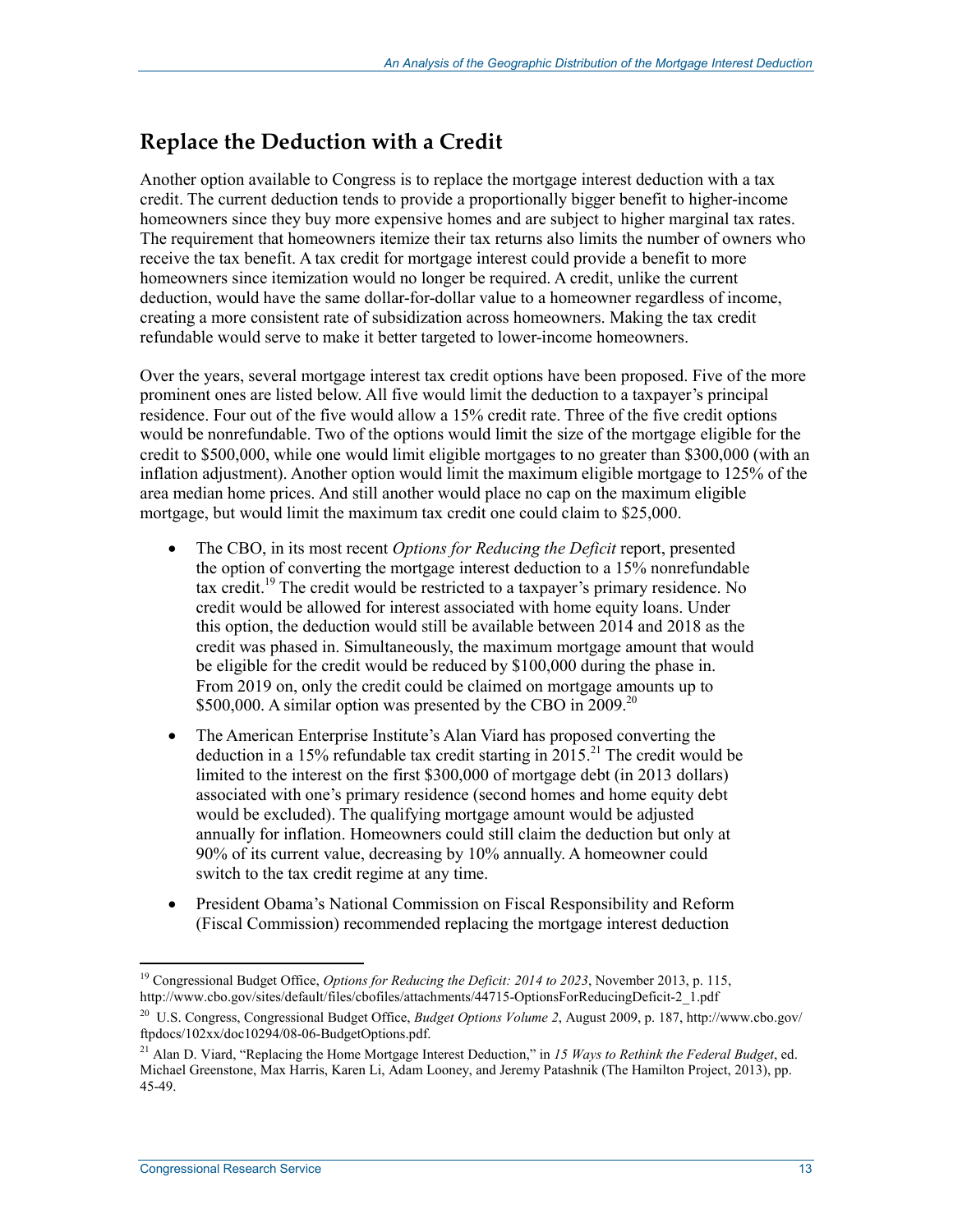## Replace the Deduction with a Credit

Another option available to Congress is to replace the mortgage interest deduction with a tax credit. The current deduction tends to provide a proportionally bigger benefit to higher-income homeowners since they buy more expensive homes and are subject to higher marginal tax rates. The requirement that homeowners itemize their tax returns also limits the number of owners who receive the tax benefit. A tax credit for mortgage interest could provide a benefit to more homeowners since itemization would no longer be required. A credit, unlike the current deduction, would have the same dollar-for-dollar value to a homeowner regardless of income, creating a more consistent rate of subsidization across homeowners. Making the tax credit refundable would serve to make it better targeted to lower-income homeowners.

Over the years, several mortgage interest tax credit options have been proposed. Five of the more prominent ones are listed below. All five would limit the deduction to a taxpayer's principal residence. Four out of the five would allow a 15% credit rate. Three of the five credit options would be nonrefundable. Two of the options would limit the size of the mortgage eligible for the credit to $500,000, while one would limit eligible mortgages to no greater than $300,000 (with an inflation adjustment). Another option would limit the maximum eligible mortgage to 125% of the area median home prices. And still another would place no cap on the maximum eligible mortgage, but would limit the maximum tax credit one could claim to $25,000.

- The CBO, in its most recent *Options for Reducing the Deficit* report, presented the option of converting the mortgage interest deduction to a 15% nonrefundable tax credit.[19] The credit would be restricted to a taxpayer's primary residence. No credit would be allowed for interest associated with home equity loans. Under this option, the deduction would still be available between 2014 and 2018 as the credit was phased in. Simultaneously, the maximum mortgage amount that would be eligible for the credit would be reduced by $100,000 during the phase in. From 2019 on, only the credit could be claimed on mortgage amounts up to $500,000. A similar option was presented by the CBO in 2009.[20]
- The American Enterprise Institute's Alan Viard has proposed converting the deduction in a 15% refundable tax credit starting in 2015.[21] The credit would be limited to the interest on the first $300,000 of mortgage debt (in 2013 dollars) associated with one's primary residence (second homes and home equity debt would be excluded). The qualifying mortgage amount would be adjusted annually for inflation. Homeowners could still claim the deduction but only at 90% of its current value, decreasing by 10% annually. A homeowner could switch to the tax credit regime at any time.
- President Obama's National Commission on Fiscal Responsibility and Reform (Fiscal Commission) recommended replacing the mortgage interest deduction

---

[19] Congressional Budget Office, *Options for Reducing the Deficit: 2014 to 2023*, November 2013, p. 115, http://www.cbo.gov/sites/default/files/cbofiles/attachments/44715-OptionsForReducingDeficit-2_1.pdf

[20] U.S. Congress, Congressional Budget Office, *Budget Options Volume 2*, August 2009, p. 187, http://www.cbo.gov/ftpdocs/102xx/doc10294/08-06-BudgetOptions.pdf.

[21] Alan D. Viard, "Replacing the Home Mortgage Interest Deduction," in *15 Ways to Rethink the Federal Budget*, ed. Michael Greenstone, Max Harris, Karen Li, Adam Looney, and Jeremy Patashnik (The Hamilton Project, 2013), pp. 45-49.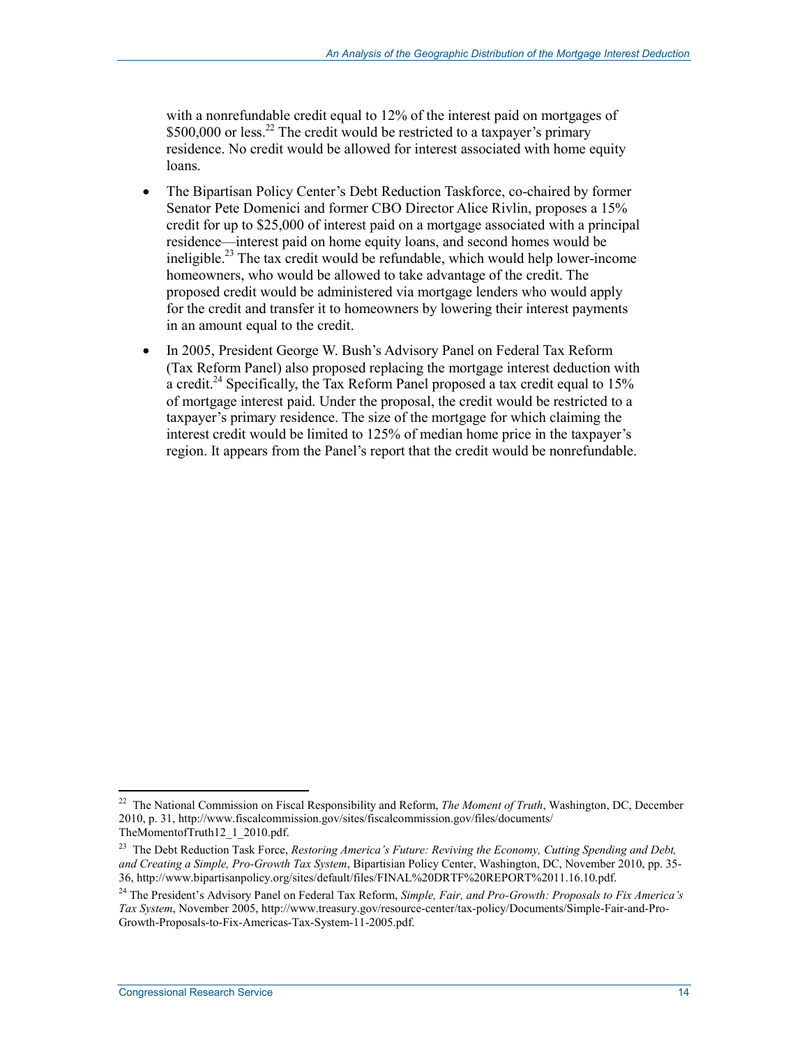with a nonrefundable credit equal to 12% of the interest paid on mortgages of $500,000 or less.[22] The credit would be restricted to a taxpayer's primary residence. No credit would be allowed for interest associated with home equity loans.

- The Bipartisan Policy Center's Debt Reduction Taskforce, co-chaired by former Senator Pete Domenici and former CBO Director Alice Rivlin, proposes a 15% credit for up to $25,000 of interest paid on a mortgage associated with a principal residence—interest paid on home equity loans, and second homes would be ineligible.[23] The tax credit would be refundable, which would help lower-income homeowners, who would be allowed to take advantage of the credit. The proposed credit would be administered via mortgage lenders who would apply for the credit and transfer it to homeowners by lowering their interest payments in an amount equal to the credit.
- In 2005, President George W. Bush's Advisory Panel on Federal Tax Reform (Tax Reform Panel) also proposed replacing the mortgage interest deduction with a credit.[24] Specifically, the Tax Reform Panel proposed a tax credit equal to 15% of mortgage interest paid. Under the proposal, the credit would be restricted to a taxpayer's primary residence. The size of the mortgage for which claiming the interest credit would be limited to 125% of median home price in the taxpayer's region. It appears from the Panel's report that the credit would be nonrefundable.

---

[22] The National Commission on Fiscal Responsibility and Reform, *The Moment of Truth*, Washington, DC, December 2010, p. 31, http://www.fiscalcommission.gov/sites/fiscalcommission.gov/files/documents/TheMomentofTruth12_1_2010.pdf.

[23] The Debt Reduction Task Force, *Restoring America's Future: Reviving the Economy, Cutting Spending and Debt, and Creating a Simple, Pro-Growth Tax System*, Bipartisian Policy Center, Washington, DC, November 2010, pp. 35-36, http://www.bipartisanpolicy.org/sites/default/files/FINAL%20DRTF%20REPORT%2011.16.10.pdf.

[24] The President's Advisory Panel on Federal Tax Reform, *Simple, Fair, and Pro-Growth: Proposals to Fix America's Tax System*, November 2005, http://www.treasury.gov/resource-center/tax-policy/Documents/Simple-Fair-and-Pro-Growth-Proposals-to-Fix-Americas-Tax-System-11-2005.pdf.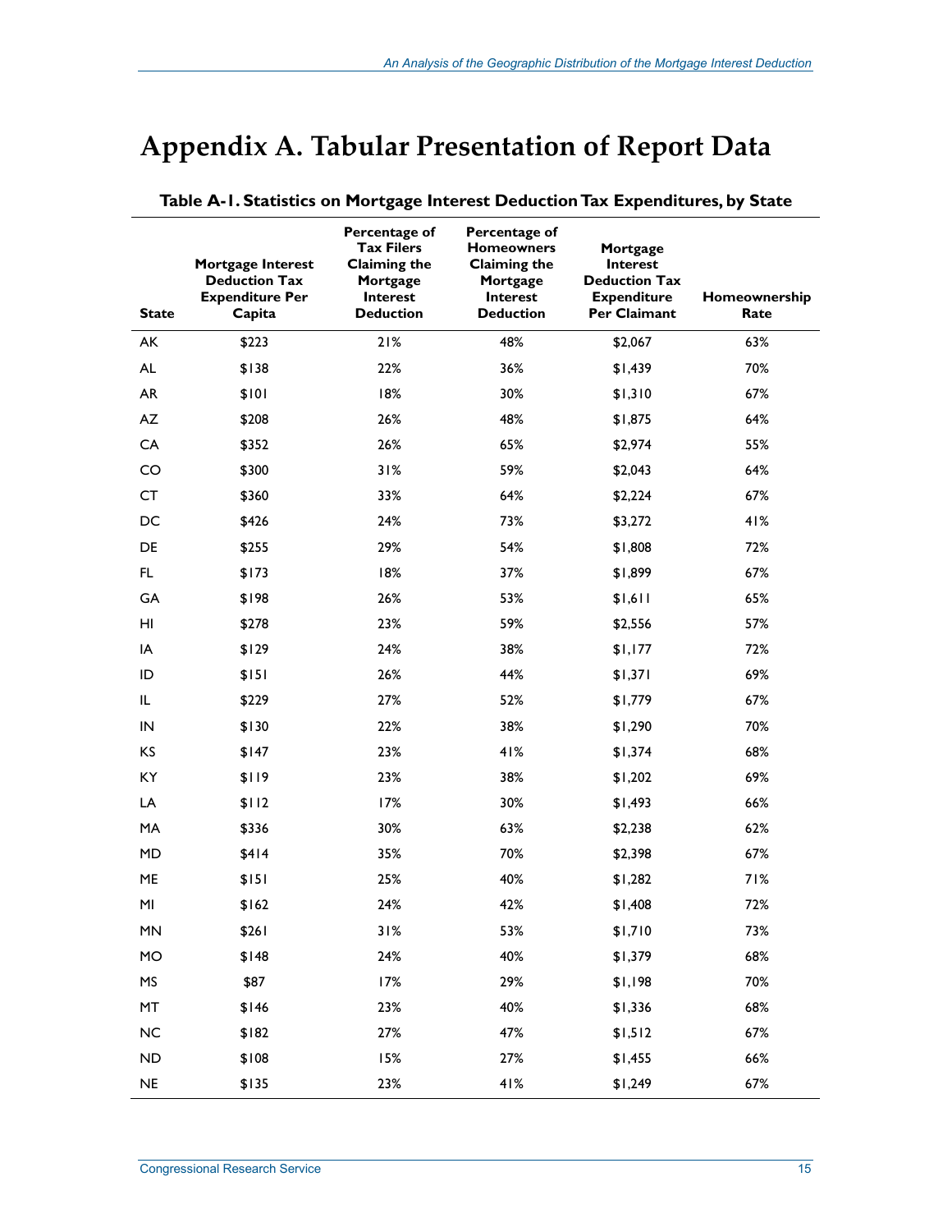# Appendix A. Tabular Presentation of Report Data

**Table A-1. Statistics on Mortgage Interest Deduction Tax Expenditures, by State**

| State | Mortgage Interest Deduction Tax Expenditure Per Capita | Percentage of Tax Filers Claiming the Mortgage Interest Deduction | Percentage of Homeowners Claiming the Mortgage Interest Deduction | Mortgage Interest Deduction Tax Expenditure Per Claimant | Homeownership Rate |
|---|---|---|---|---|---|
| AK | $223 | 21% | 48% | $2,067 | 63% |
| AL | $138 | 22% | 36% | $1,439 | 70% |
| AR | $101 | 18% | 30% | $1,310 | 67% |
| AZ | $208 | 26% | 48% | $1,875 | 64% |
| CA | $352 | 26% | 65% | $2,974 | 55% |
| CO | $300 | 31% | 59% | $2,043 | 64% |
| CT | $360 | 33% | 64% | $2,224 | 67% |
| DC | $426 | 24% | 73% | $3,272 | 41% |
| DE | $255 | 29% | 54% | $1,808 | 72% |
| FL | $173 | 18% | 37% | $1,899 | 67% |
| GA | $198 | 26% | 53% | $1,611 | 65% |
| HI | $278 | 23% | 59% | $2,556 | 57% |
| IA | $129 | 24% | 38% | $1,177 | 72% |
| ID | $151 | 26% | 44% | $1,371 | 69% |
| IL | $229 | 27% | 52% | $1,779 | 67% |
| IN | $130 | 22% | 38% | $1,290 | 70% |
| KS | $147 | 23% | 41% | $1,374 | 68% |
| KY | $119 | 23% | 38% | $1,202 | 69% |
| LA | $112 | 17% | 30% | $1,493 | 66% |
| MA | $336 | 30% | 63% | $2,238 | 62% |
| MD | $414 | 35% | 70% | $2,398 | 67% |
| ME | $151 | 25% | 40% | $1,282 | 71% |
| MI | $162 | 24% | 42% | $1,408 | 72% |
| MN | $261 | 31% | 53% | $1,710 | 73% |
| MO | $148 | 24% | 40% | $1,379 | 68% |
| MS | $87 | 17% | 29% | $1,198 | 70% |
| MT | $146 | 23% | 40% | $1,336 | 68% |
| NC | $182 | 27% | 47% | $1,512 | 67% |
| ND | $108 | 15% | 27% | $1,455 | 66% |
| NE | $135 | 23% | 41% | $1,249 | 67% |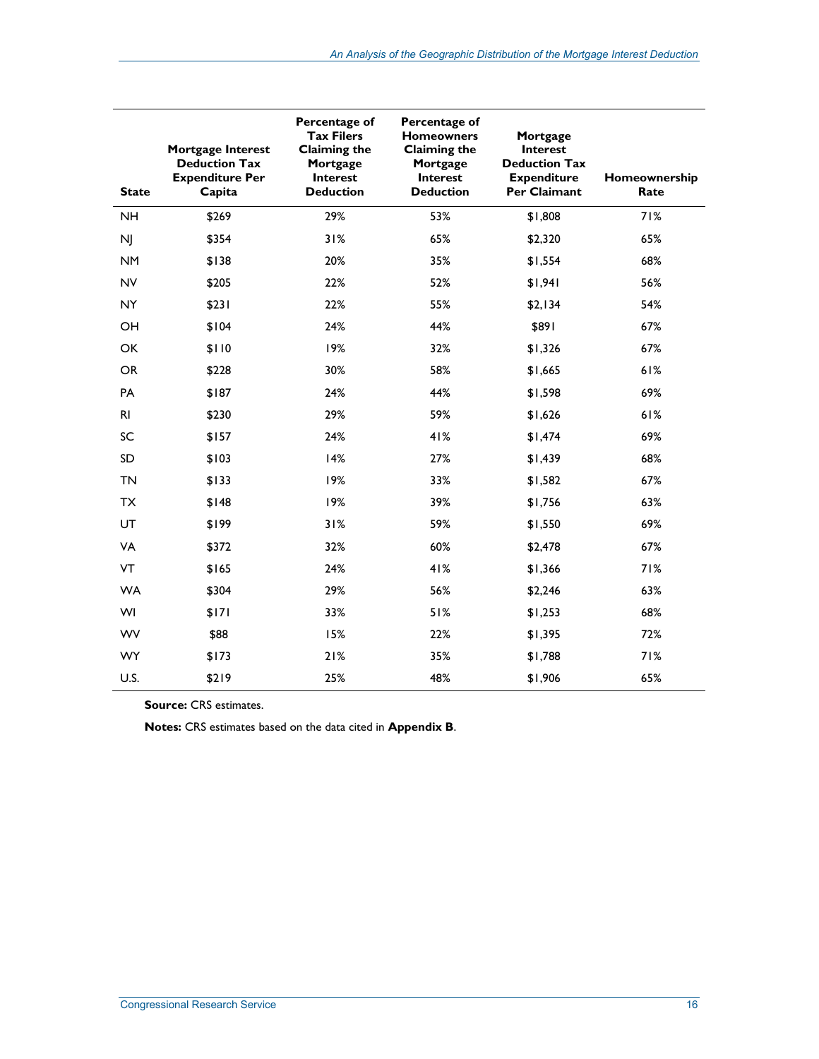| State | Mortgage Interest Deduction Tax Expenditure Per Capita | Percentage of Tax Filers Claiming the Mortgage Interest Deduction | Percentage of Homeowners Claiming the Mortgage Interest Deduction | Mortgage Interest Deduction Tax Expenditure Per Claimant | Homeownership Rate |
|---|---|---|---|---|---|
| NH | $269 | 29% | 53% | $1,808 | 71% |
| NJ | $354 | 31% | 65% | $2,320 | 65% |
| NM | $138 | 20% | 35% | $1,554 | 68% |
| NV | $205 | 22% | 52% | $1,941 | 56% |
| NY | $231 | 22% | 55% | $2,134 | 54% |
| OH | $104 | 24% | 44% | $891 | 67% |
| OK | $110 | 19% | 32% | $1,326 | 67% |
| OR | $228 | 30% | 58% | $1,665 | 61% |
| PA | $187 | 24% | 44% | $1,598 | 69% |
| RI | $230 | 29% | 59% | $1,626 | 61% |
| SC | $157 | 24% | 41% | $1,474 | 69% |
| SD | $103 | 14% | 27% | $1,439 | 68% |
| TN | $133 | 19% | 33% | $1,582 | 67% |
| TX | $148 | 19% | 39% | $1,756 | 63% |
| UT | $199 | 31% | 59% | $1,550 | 69% |
| VA | $372 | 32% | 60% | $2,478 | 67% |
| VT | $165 | 24% | 41% | $1,366 | 71% |
| WA | $304 | 29% | 56% | $2,246 | 63% |
| WI | $171 | 33% | 51% | $1,253 | 68% |
| WV | $88 | 15% | 22% | $1,395 | 72% |
| WY | $173 | 21% | 35% | $1,788 | 71% |
| U.S. | $219 | 25% | 48% | $1,906 | 65% |

**Source:** CRS estimates.

**Notes:** CRS estimates based on the data cited in **Appendix B**.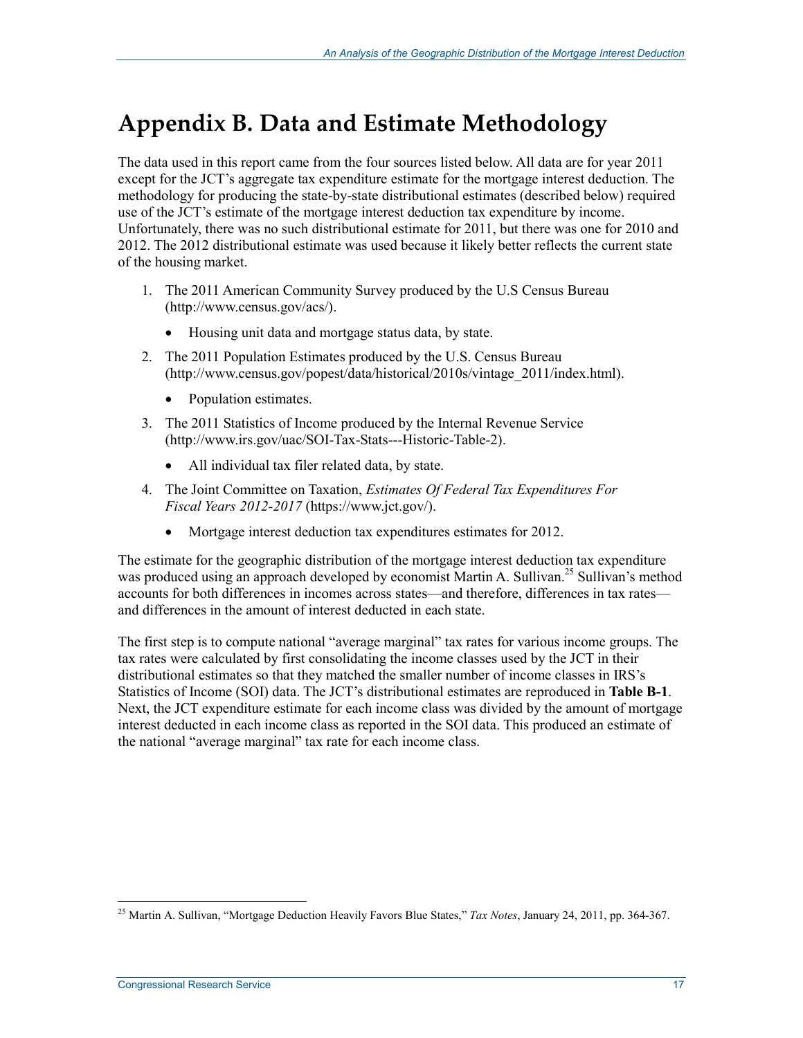# Appendix B. Data and Estimate Methodology

The data used in this report came from the four sources listed below. All data are for year 2011 except for the JCT's aggregate tax expenditure estimate for the mortgage interest deduction. The methodology for producing the state-by-state distributional estimates (described below) required use of the JCT's estimate of the mortgage interest deduction tax expenditure by income. Unfortunately, there was no such distributional estimate for 2011, but there was one for 2010 and 2012. The 2012 distributional estimate was used because it likely better reflects the current state of the housing market.

1. The 2011 American Community Survey produced by the U.S Census Bureau (http://www.census.gov/acs/).
    - Housing unit data and mortgage status data, by state.
2. The 2011 Population Estimates produced by the U.S. Census Bureau (http://www.census.gov/popest/data/historical/2010s/vintage_2011/index.html).
    - Population estimates.
3. The 2011 Statistics of Income produced by the Internal Revenue Service (http://www.irs.gov/uac/SOI-Tax-Stats---Historic-Table-2).
    - All individual tax filer related data, by state.
4. The Joint Committee on Taxation, *Estimates Of Federal Tax Expenditures For Fiscal Years 2012-2017* (https://www.jct.gov/).
    - Mortgage interest deduction tax expenditures estimates for 2012.

The estimate for the geographic distribution of the mortgage interest deduction tax expenditure was produced using an approach developed by economist Martin A. Sullivan.[25] Sullivan's method accounts for both differences in incomes across states—and therefore, differences in tax rates—and differences in the amount of interest deducted in each state.

The first step is to compute national "average marginal" tax rates for various income groups. The tax rates were calculated by first consolidating the income classes used by the JCT in their distributional estimates so that they matched the smaller number of income classes in IRS's Statistics of Income (SOI) data. The JCT's distributional estimates are reproduced in **Table B-1**. Next, the JCT expenditure estimate for each income class was divided by the amount of mortgage interest deducted in each income class as reported in the SOI data. This produced an estimate of the national "average marginal" tax rate for each income class.

---

[25] Martin A. Sullivan, "Mortgage Deduction Heavily Favors Blue States," *Tax Notes*, January 24, 2011, pp. 364-367.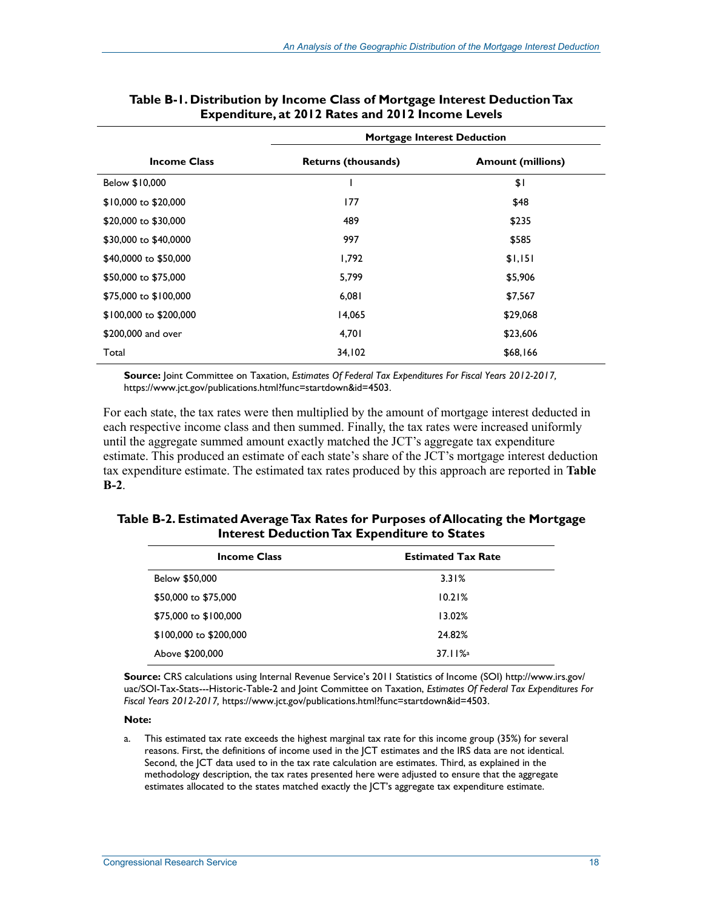**Table B-1. Distribution by Income Class of Mortgage Interest Deduction Tax Expenditure, at 2012 Rates and 2012 Income Levels**

| | Mortgage Interest Deduction | |
|---|---|---|
| **Income Class** | **Returns (thousands)** | **Amount (millions)** |
| Below $10,000 | 1 | $1 |
| $10,000 to $20,000 | 177 | $48 |
| $20,000 to $30,000 | 489 | $235 |
| $30,000 to $40,0000 | 997 | $585 |
| $40,0000 to $50,000 | 1,792 | $1,151 |
| $50,000 to $75,000 | 5,799 | $5,906 |
| $75,000 to $100,000 | 6,081 | $7,567 |
| $100,000 to $200,000 | 14,065 | $29,068 |
| $200,000 and over | 4,701 | $23,606 |
| Total | 34,102 | $68,166 |

**Source:** Joint Committee on Taxation, *Estimates Of Federal Tax Expenditures For Fiscal Years 2012-2017,* https://www.jct.gov/publications.html?func=startdown&id=4503.

For each state, the tax rates were then multiplied by the amount of mortgage interest deducted in each respective income class and then summed. Finally, the tax rates were increased uniformly until the aggregate summed amount exactly matched the JCT's aggregate tax expenditure estimate. This produced an estimate of each state's share of the JCT's mortgage interest deduction tax expenditure estimate. The estimated tax rates produced by this approach are reported in **Table B-2**.

**Table B-2. Estimated Average Tax Rates for Purposes of Allocating the Mortgage Interest Deduction Tax Expenditure to States**

| Income Class | Estimated Tax Rate |
|---|---|
| Below $50,000 | 3.31% |
| $50,000 to $75,000 | 10.21% |
| $75,000 to $100,000 | 13.02% |
| $100,000 to $200,000 | 24.82% |
| Above $200,000 | 37.11%[a] |

**Source:** CRS calculations using Internal Revenue Service's 2011 Statistics of Income (SOI) http://www.irs.gov/uac/SOI-Tax-Stats---Historic-Table-2 and Joint Committee on Taxation, *Estimates Of Federal Tax Expenditures For Fiscal Years 2012-2017,* https://www.jct.gov/publications.html?func=startdown&id=4503.

**Note:**

a. This estimated tax rate exceeds the highest marginal tax rate for this income group (35%) for several reasons. First, the definitions of income used in the JCT estimates and the IRS data are not identical. Second, the JCT data used to in the tax rate calculation are estimates. Third, as explained in the methodology description, the tax rates presented here were adjusted to ensure that the aggregate estimates allocated to the states matched exactly the JCT's aggregate tax expenditure estimate.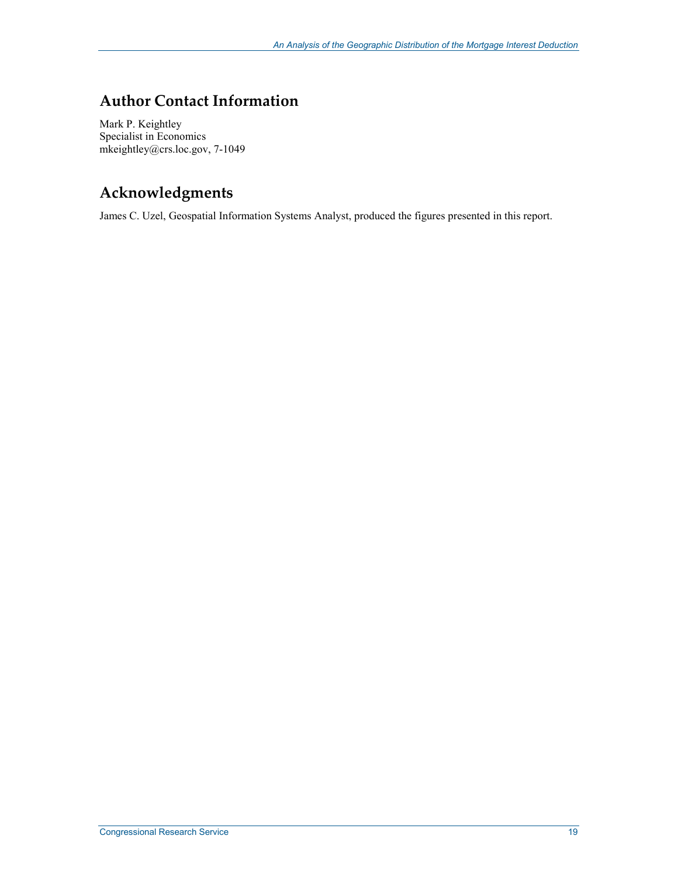## Author Contact Information

Mark P. Keightley
Specialist in Economics
mkeightley@crs.loc.gov, 7-1049

## Acknowledgments

James C. Uzel, Geospatial Information Systems Analyst, produced the figures presented in this report.